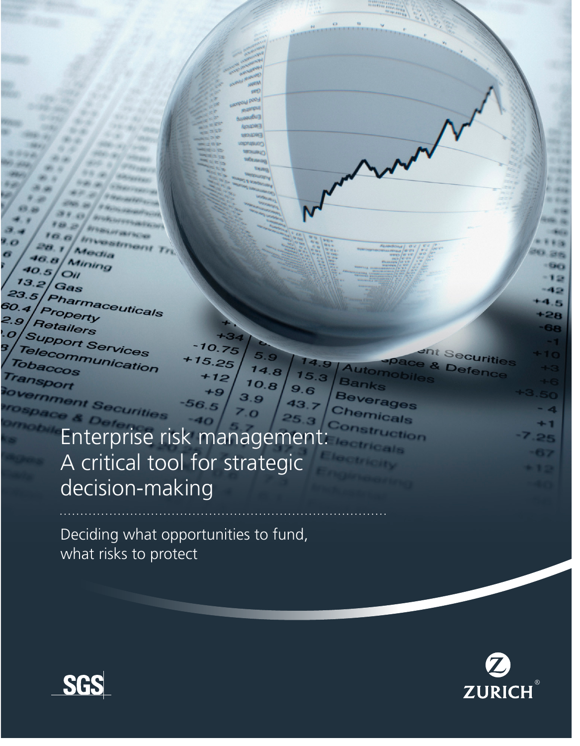# Enterprise risk management: A critical tool for strategic decision-making

Deciding what opportunities to fund, what risks to protect

SGS

ZURICH®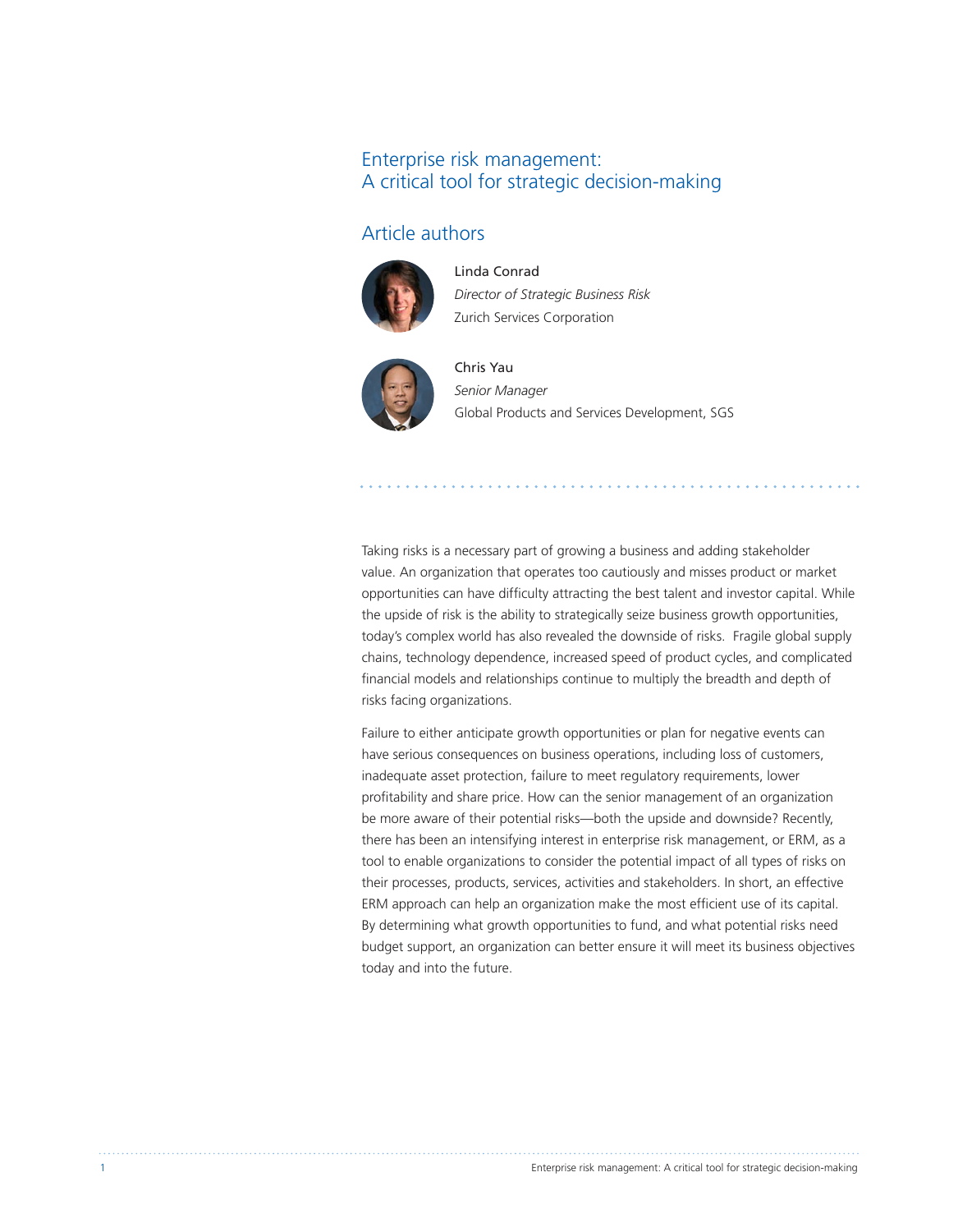# Enterprise risk management: A critical tool for strategic decision-making

## Article authors

**Linda Conrad**
*Director of Strategic Business Risk*
Zurich Services Corporation

**Chris Yau**
*Senior Manager*
Global Products and Services Development, SGS

Taking risks is a necessary part of growing a business and adding stakeholder value. An organization that operates too cautiously and misses product or market opportunities can have difficulty attracting the best talent and investor capital. While the upside of risk is the ability to strategically seize business growth opportunities, today's complex world has also revealed the downside of risks. Fragile global supply chains, technology dependence, increased speed of product cycles, and complicated financial models and relationships continue to multiply the breadth and depth of risks facing organizations.

Failure to either anticipate growth opportunities or plan for negative events can have serious consequences on business operations, including loss of customers, inadequate asset protection, failure to meet regulatory requirements, lower profitability and share price. How can the senior management of an organization be more aware of their potential risks—both the upside and downside? Recently, there has been an intensifying interest in enterprise risk management, or ERM, as a tool to enable organizations to consider the potential impact of all types of risks on their processes, products, services, activities and stakeholders. In short, an effective ERM approach can help an organization make the most efficient use of its capital. By determining what growth opportunities to fund, and what potential risks need budget support, an organization can better ensure it will meet its business objectives today and into the future.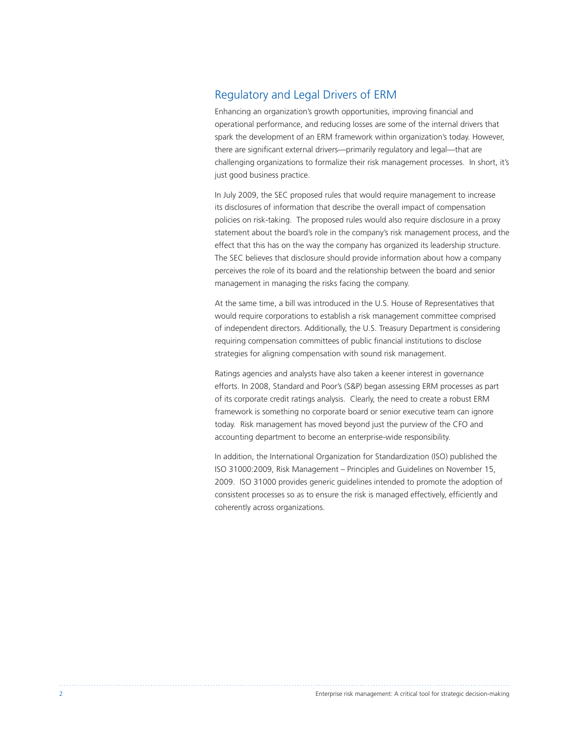## Regulatory and Legal Drivers of ERM

Enhancing an organization's growth opportunities, improving financial and operational performance, and reducing losses are some of the internal drivers that spark the development of an ERM framework within organization's today. However, there are significant external drivers—primarily regulatory and legal—that are challenging organizations to formalize their risk management processes. In short, it's just good business practice.

In July 2009, the SEC proposed rules that would require management to increase its disclosures of information that describe the overall impact of compensation policies on risk-taking. The proposed rules would also require disclosure in a proxy statement about the board's role in the company's risk management process, and the effect that this has on the way the company has organized its leadership structure. The SEC believes that disclosure should provide information about how a company perceives the role of its board and the relationship between the board and senior management in managing the risks facing the company.

At the same time, a bill was introduced in the U.S. House of Representatives that would require corporations to establish a risk management committee comprised of independent directors. Additionally, the U.S. Treasury Department is considering requiring compensation committees of public financial institutions to disclose strategies for aligning compensation with sound risk management.

Ratings agencies and analysts have also taken a keener interest in governance efforts. In 2008, Standard and Poor's (S&P) began assessing ERM processes as part of its corporate credit ratings analysis. Clearly, the need to create a robust ERM framework is something no corporate board or senior executive team can ignore today. Risk management has moved beyond just the purview of the CFO and accounting department to become an enterprise-wide responsibility.

In addition, the International Organization for Standardization (ISO) published the ISO 31000:2009, Risk Management – Principles and Guidelines on November 15, 2009. ISO 31000 provides generic guidelines intended to promote the adoption of consistent processes so as to ensure the risk is managed effectively, efficiently and coherently across organizations.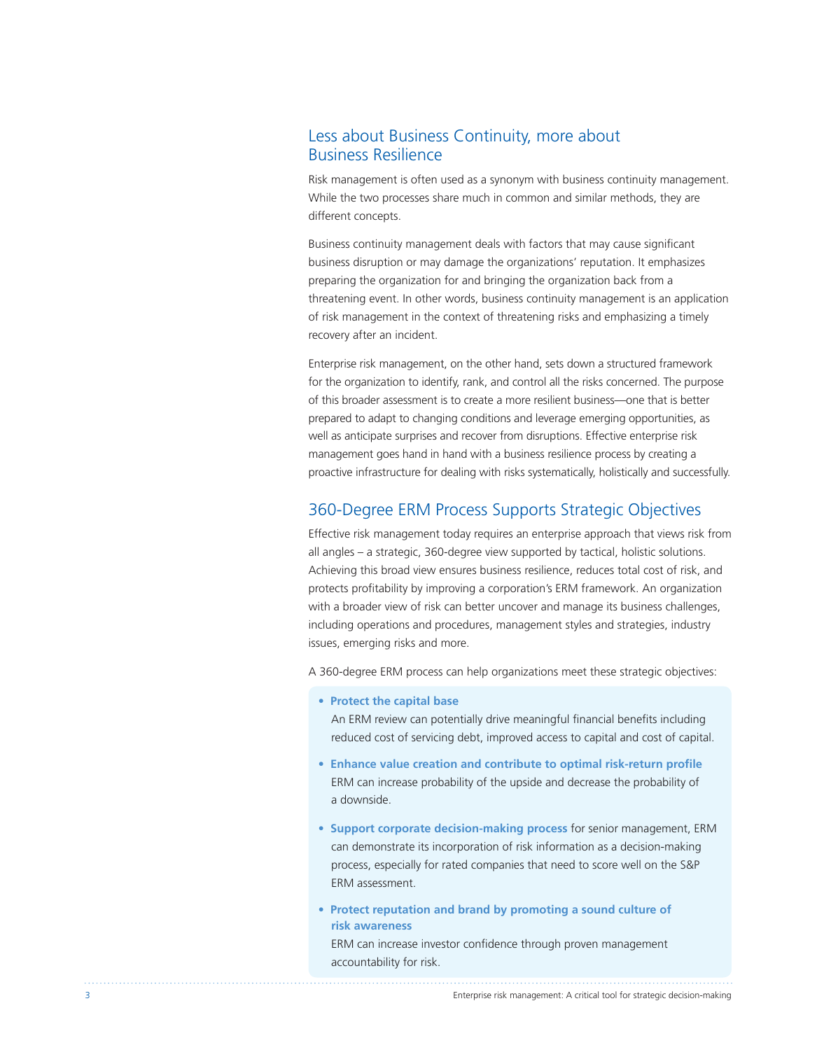## Less about Business Continuity, more about Business Resilience

Risk management is often used as a synonym with business continuity management. While the two processes share much in common and similar methods, they are different concepts.

Business continuity management deals with factors that may cause significant business disruption or may damage the organizations' reputation. It emphasizes preparing the organization for and bringing the organization back from a threatening event. In other words, business continuity management is an application of risk management in the context of threatening risks and emphasizing a timely recovery after an incident.

Enterprise risk management, on the other hand, sets down a structured framework for the organization to identify, rank, and control all the risks concerned. The purpose of this broader assessment is to create a more resilient business—one that is better prepared to adapt to changing conditions and leverage emerging opportunities, as well as anticipate surprises and recover from disruptions. Effective enterprise risk management goes hand in hand with a business resilience process by creating a proactive infrastructure for dealing with risks systematically, holistically and successfully.

## 360-Degree ERM Process Supports Strategic Objectives

Effective risk management today requires an enterprise approach that views risk from all angles – a strategic, 360-degree view supported by tactical, holistic solutions. Achieving this broad view ensures business resilience, reduces total cost of risk, and protects profitability by improving a corporation's ERM framework. An organization with a broader view of risk can better uncover and manage its business challenges, including operations and procedures, management styles and strategies, industry issues, emerging risks and more.

A 360-degree ERM process can help organizations meet these strategic objectives:

- **Protect the capital base**
  An ERM review can potentially drive meaningful financial benefits including reduced cost of servicing debt, improved access to capital and cost of capital.
- **Enhance value creation and contribute to optimal risk-return profile**
  ERM can increase probability of the upside and decrease the probability of a downside.
- **Support corporate decision-making process** for senior management, ERM can demonstrate its incorporation of risk information as a decision-making process, especially for rated companies that need to score well on the S&P ERM assessment.
- **Protect reputation and brand by promoting a sound culture of risk awareness**
  ERM can increase investor confidence through proven management accountability for risk.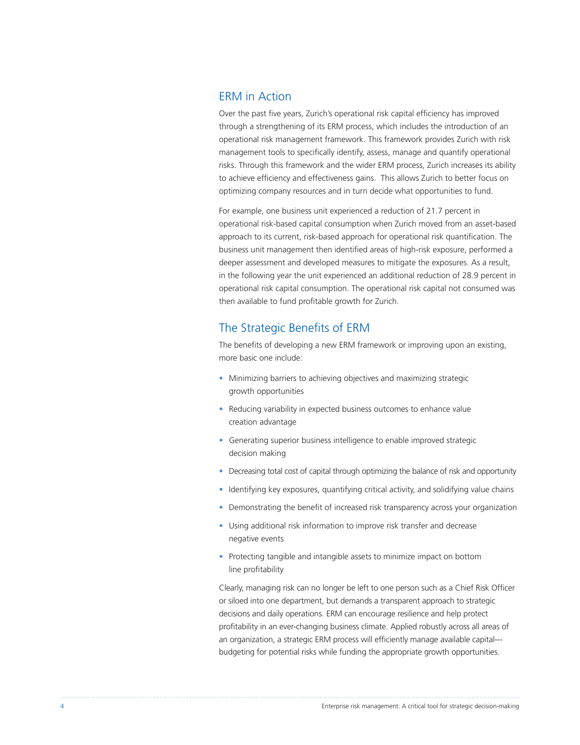## ERM in Action

Over the past five years, Zurich's operational risk capital efficiency has improved through a strengthening of its ERM process, which includes the introduction of an operational risk management framework. This framework provides Zurich with risk management tools to specifically identify, assess, manage and quantify operational risks. Through this framework and the wider ERM process, Zurich increases its ability to achieve efficiency and effectiveness gains. This allows Zurich to better focus on optimizing company resources and in turn decide what opportunities to fund.

For example, one business unit experienced a reduction of 21.7 percent in operational risk-based capital consumption when Zurich moved from an asset-based approach to its current, risk-based approach for operational risk quantification. The business unit management then identified areas of high-risk exposure, performed a deeper assessment and developed measures to mitigate the exposures. As a result, in the following year the unit experienced an additional reduction of 28.9 percent in operational risk capital consumption. The operational risk capital not consumed was then available to fund profitable growth for Zurich.

## The Strategic Benefits of ERM

The benefits of developing a new ERM framework or improving upon an existing, more basic one include:

- Minimizing barriers to achieving objectives and maximizing strategic growth opportunities
- Reducing variability in expected business outcomes to enhance value creation advantage
- Generating superior business intelligence to enable improved strategic decision making
- Decreasing total cost of capital through optimizing the balance of risk and opportunity
- Identifying key exposures, quantifying critical activity, and solidifying value chains
- Demonstrating the benefit of increased risk transparency across your organization
- Using additional risk information to improve risk transfer and decrease negative events
- Protecting tangible and intangible assets to minimize impact on bottom line profitability

Clearly, managing risk can no longer be left to one person such as a Chief Risk Officer or siloed into one department, but demands a transparent approach to strategic decisions and daily operations. ERM can encourage resilience and help protect profitability in an ever-changing business climate. Applied robustly across all areas of an organization, a strategic ERM process will efficiently manage available capital---budgeting for potential risks while funding the appropriate growth opportunities.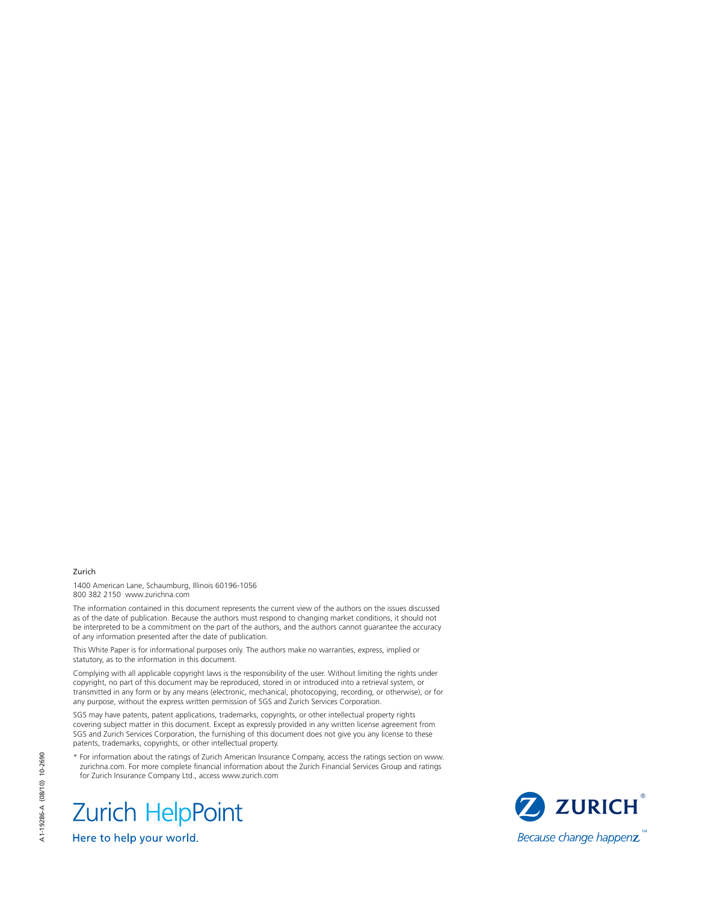Zurich

1400 American Lane, Schaumburg, Illinois 60196-1056
800 382 2150 www.zurichna.com

The information contained in this document represents the current view of the authors on the issues discussed as of the date of publication. Because the authors must respond to changing market conditions, it should not be interpreted to be a commitment on the part of the authors, and the authors cannot guarantee the accuracy of any information presented after the date of publication.

This White Paper is for informational purposes only. The authors make no warranties, express, implied or statutory, as to the information in this document.

Complying with all applicable copyright laws is the responsibility of the user. Without limiting the rights under copyright, no part of this document may be reproduced, stored in or introduced into a retrieval system, or transmitted in any form or by any means (electronic, mechanical, photocopying, recording, or otherwise), or for any purpose, without the express written permission of SGS and Zurich Services Corporation.

SGS may have patents, patent applications, trademarks, copyrights, or other intellectual property rights covering subject matter in this document. Except as expressly provided in any written license agreement from SGS and Zurich Services Corporation, the furnishing of this document does not give you any license to these patents, trademarks, copyrights, or other intellectual property.

* For information about the ratings of Zurich American Insurance Company, access the ratings section on www.zurichna.com. For more complete financial information about the Zurich Financial Services Group and ratings for Zurich Insurance Company Ltd., access www.zurich.com

A1-19286-A (08/10) 10-2690

Zurich HelpPoint

Here to help your world.

ZURICH®

Because change happenz™